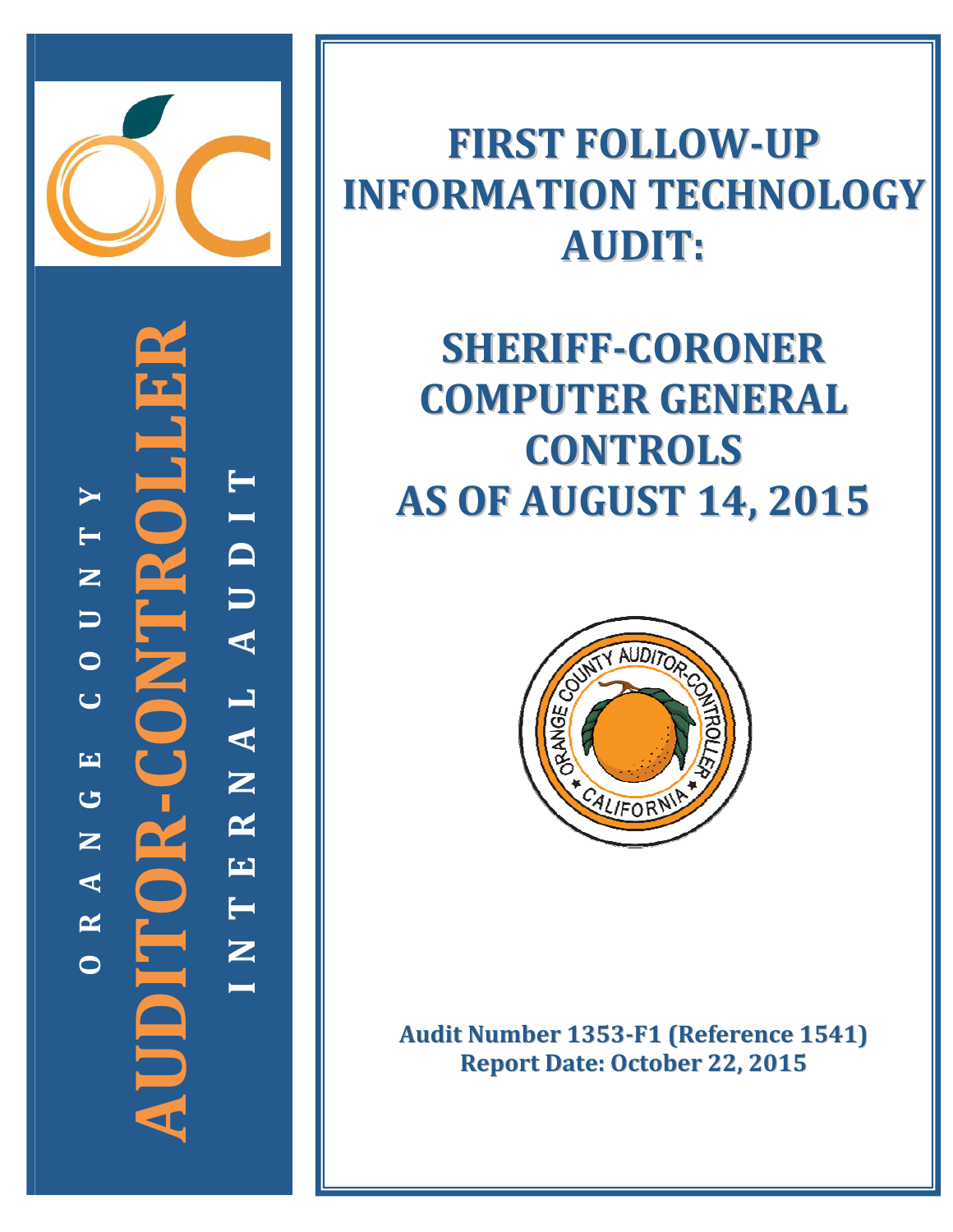ORANGE COUNTY

**AUDITOR-CONTROLLER**

INTERNAL AUDIT

# FIRST FOLLOW-UP INFORMATION TECHNOLOGY AUDIT:

# SHERIFF-CORONER COMPUTER GENERAL CONTROLS AS OF AUGUST 14, 2015

**Audit Number 1353-F1 (Reference 1541)**
**Report Date: October 22, 2015**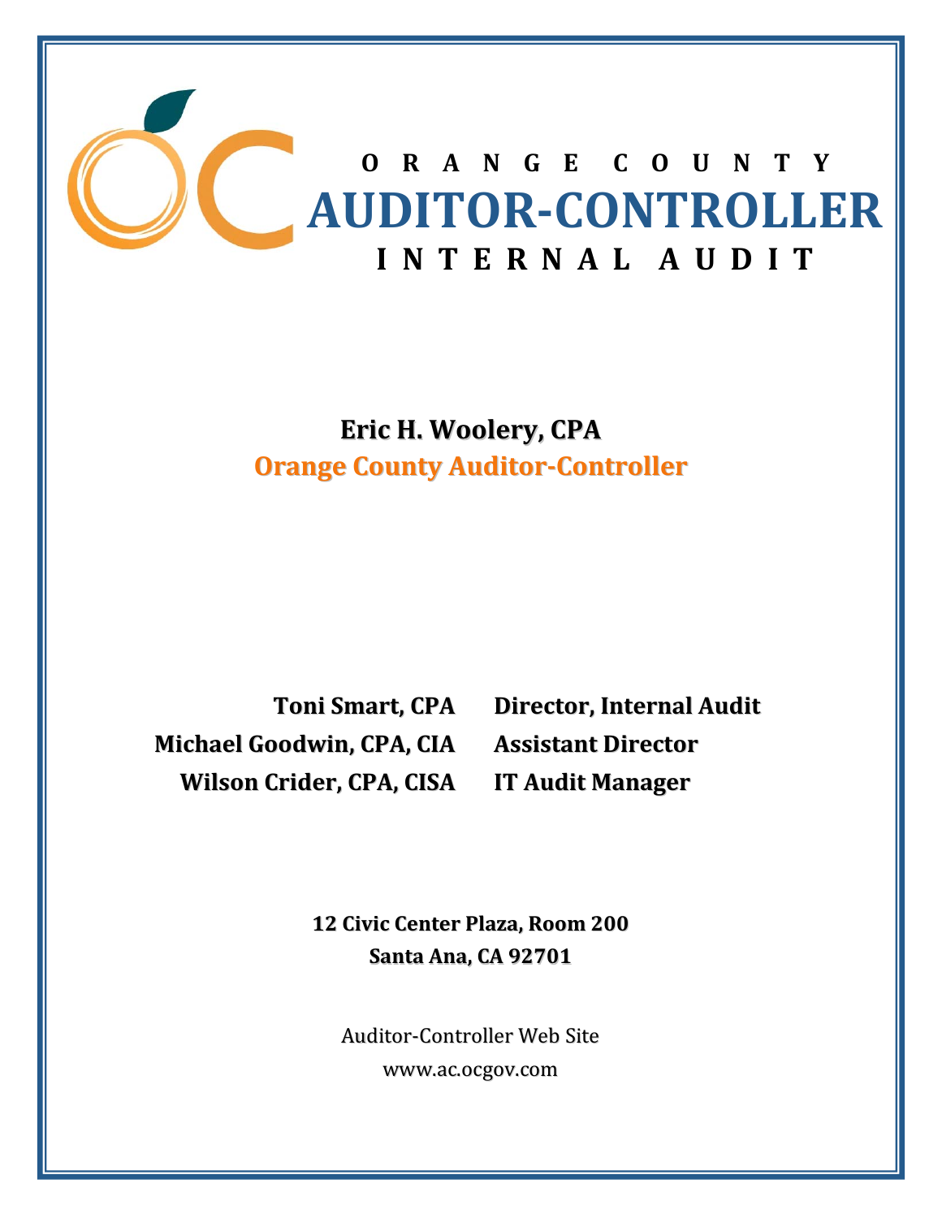# ORANGE COUNTY
# AUDITOR-CONTROLLER
# INTERNAL AUDIT

**Eric H. Woolery, CPA**

**Orange County Auditor-Controller**

| | |
|---|---|
| **Toni Smart, CPA** | **Director, Internal Audit** |
| **Michael Goodwin, CPA, CIA** | **Assistant Director** |
| **Wilson Crider, CPA, CISA** | **IT Audit Manager** |

**12 Civic Center Plaza, Room 200**

**Santa Ana, CA 92701**

Auditor-Controller Web Site

www.ac.ocgov.com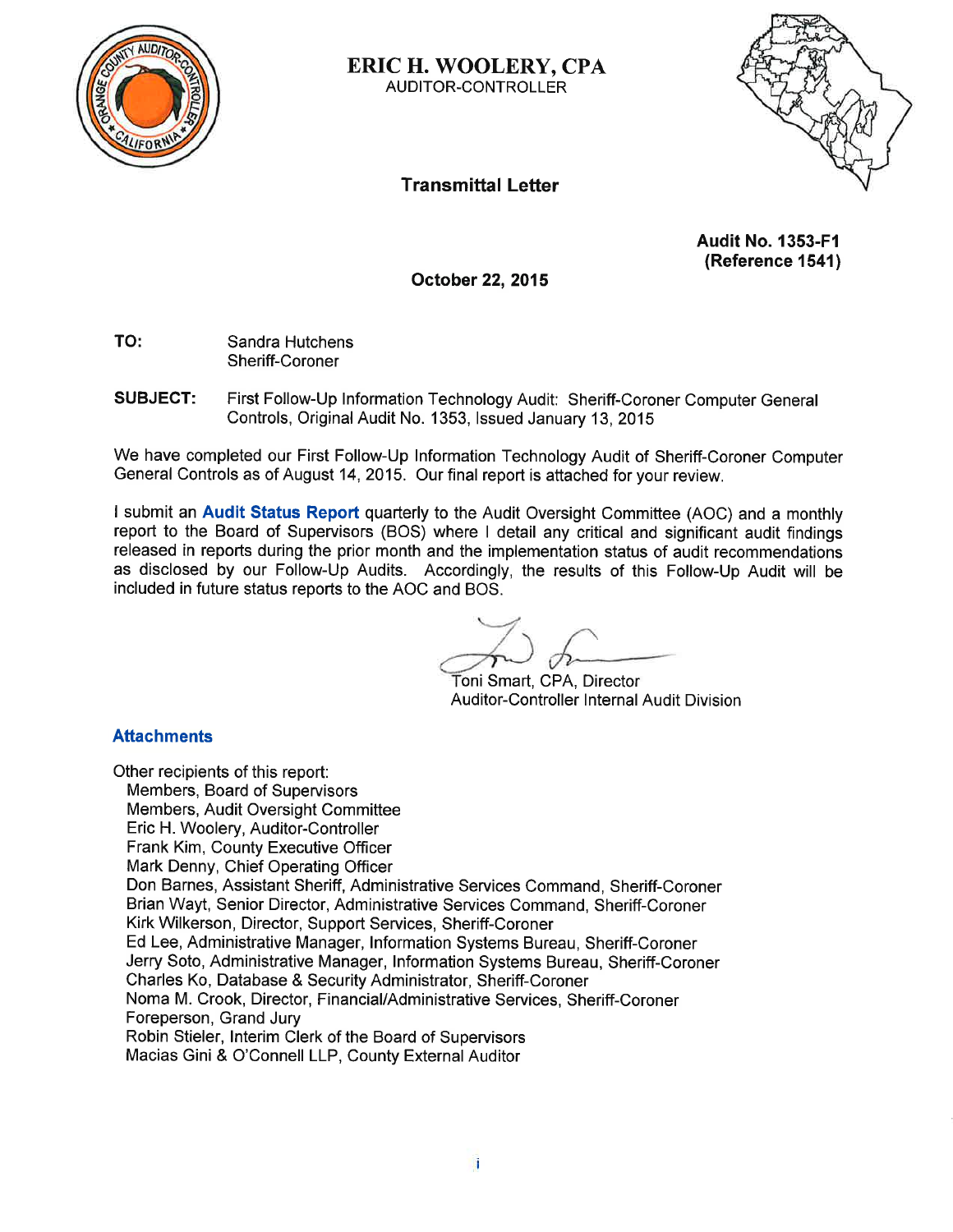# ERIC H. WOOLERY, CPA

AUDITOR-CONTROLLER

## Transmittal Letter

**Audit No. 1353-F1**
**(Reference 1541)**

**October 22, 2015**

**TO:** Sandra Hutchens
Sheriff-Coroner

**SUBJECT:** First Follow-Up Information Technology Audit: Sheriff-Coroner Computer General Controls, Original Audit No. 1353, Issued January 13, 2015

We have completed our First Follow-Up Information Technology Audit of Sheriff-Coroner Computer General Controls as of August 14, 2015. Our final report is attached for your review.

I submit an **Audit Status Report** quarterly to the Audit Oversight Committee (AOC) and a monthly report to the Board of Supervisors (BOS) where I detail any critical and significant audit findings released in reports during the prior month and the implementation status of audit recommendations as disclosed by our Follow-Up Audits. Accordingly, the results of this Follow-Up Audit will be included in future status reports to the AOC and BOS.

Toni Smart, CPA, Director
Auditor-Controller Internal Audit Division

**Attachments**

Other recipients of this report:
- Members, Board of Supervisors
- Members, Audit Oversight Committee
- Eric H. Woolery, Auditor-Controller
- Frank Kim, County Executive Officer
- Mark Denny, Chief Operating Officer
- Don Barnes, Assistant Sheriff, Administrative Services Command, Sheriff-Coroner
- Brian Wayt, Senior Director, Administrative Services Command, Sheriff-Coroner
- Kirk Wilkerson, Director, Support Services, Sheriff-Coroner
- Ed Lee, Administrative Manager, Information Systems Bureau, Sheriff-Coroner
- Jerry Soto, Administrative Manager, Information Systems Bureau, Sheriff-Coroner
- Charles Ko, Database & Security Administrator, Sheriff-Coroner
- Noma M. Crook, Director, Financial/Administrative Services, Sheriff-Coroner
- Foreperson, Grand Jury
- Robin Stieler, Interim Clerk of the Board of Supervisors
- Macias Gini & O'Connell LLP, County External Auditor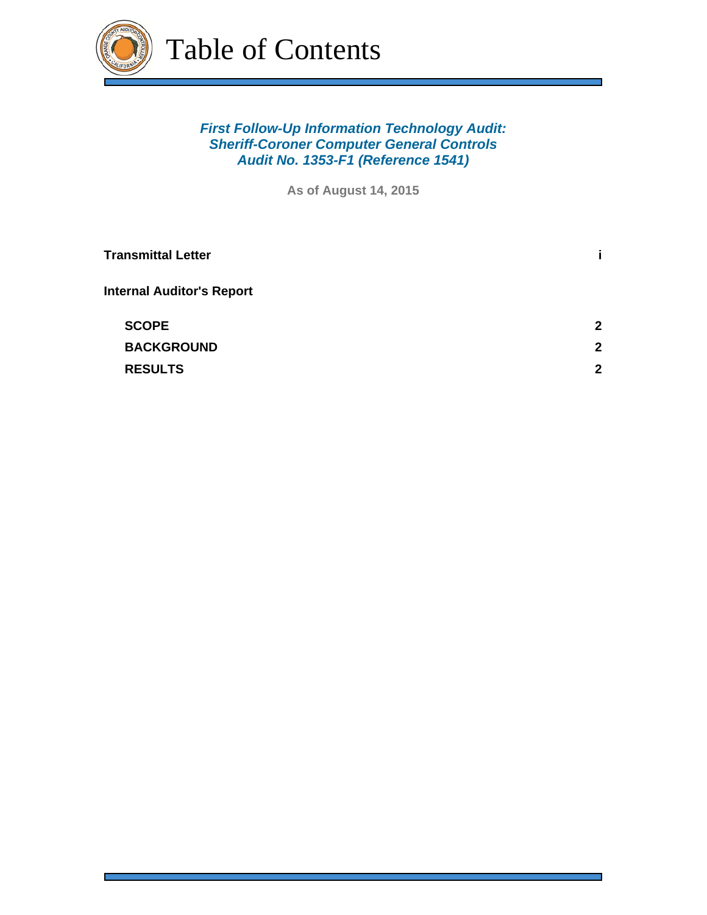# Table of Contents

***First Follow-Up Information Technology Audit:***
***Sheriff-Coroner Computer General Controls***
***Audit No. 1353-F1 (Reference 1541)***

**As of August 14, 2015**

| | |
|---|---|
| **Transmittal Letter** | **i** |
| **Internal Auditor's Report** | |
| **SCOPE** | **2** |
| **BACKGROUND** | **2** |
| **RESULTS** | **2** |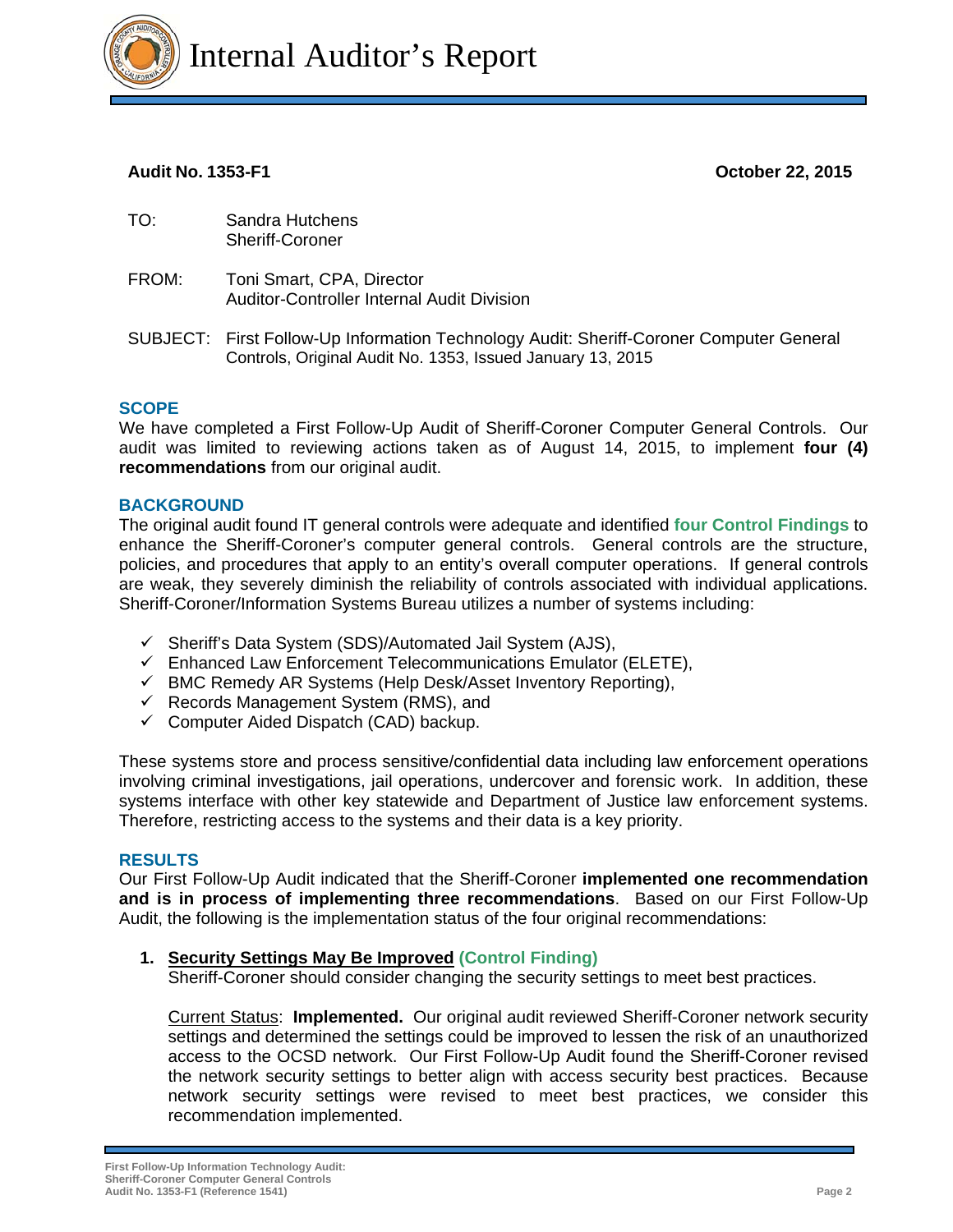# Internal Auditor's Report

**Audit No. 1353-F1** **October 22, 2015**

TO: Sandra Hutchens
Sheriff-Coroner

FROM: Toni Smart, CPA, Director
Auditor-Controller Internal Audit Division

SUBJECT: First Follow-Up Information Technology Audit: Sheriff-Coroner Computer General Controls, Original Audit No. 1353, Issued January 13, 2015

## SCOPE

We have completed a First Follow-Up Audit of Sheriff-Coroner Computer General Controls. Our audit was limited to reviewing actions taken as of August 14, 2015, to implement **four (4) recommendations** from our original audit.

## BACKGROUND

The original audit found IT general controls were adequate and identified **four Control Findings** to enhance the Sheriff-Coroner's computer general controls. General controls are the structure, policies, and procedures that apply to an entity's overall computer operations. If general controls are weak, they severely diminish the reliability of controls associated with individual applications. Sheriff-Coroner/Information Systems Bureau utilizes a number of systems including:

- ✓ Sheriff's Data System (SDS)/Automated Jail System (AJS),
- ✓ Enhanced Law Enforcement Telecommunications Emulator (ELETE),
- ✓ BMC Remedy AR Systems (Help Desk/Asset Inventory Reporting),
- ✓ Records Management System (RMS), and
- ✓ Computer Aided Dispatch (CAD) backup.

These systems store and process sensitive/confidential data including law enforcement operations involving criminal investigations, jail operations, undercover and forensic work. In addition, these systems interface with other key statewide and Department of Justice law enforcement systems. Therefore, restricting access to the systems and their data is a key priority.

## RESULTS

Our First Follow-Up Audit indicated that the Sheriff-Coroner **implemented one recommendation and is in process of implementing three recommendations**. Based on our First Follow-Up Audit, the following is the implementation status of the four original recommendations:

1. **Security Settings May Be Improved (Control Finding)**
   Sheriff-Coroner should consider changing the security settings to meet best practices.

   Current Status: **Implemented.** Our original audit reviewed Sheriff-Coroner network security settings and determined the settings could be improved to lessen the risk of an unauthorized access to the OCSD network. Our First Follow-Up Audit found the Sheriff-Coroner revised the network security settings to better align with access security best practices. Because network security settings were revised to meet best practices, we consider this recommendation implemented.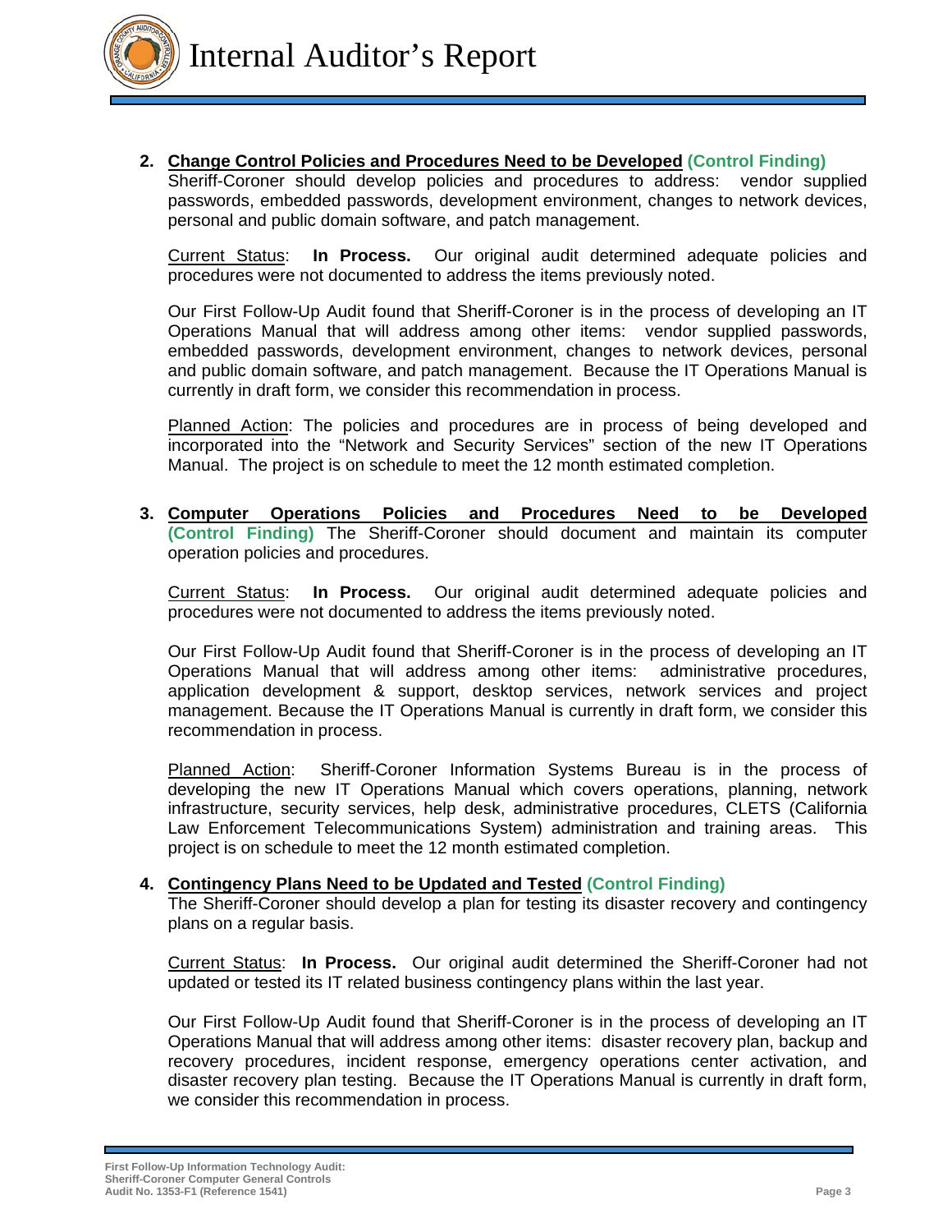2. **Change Control Policies and Procedures Need to be Developed** **(Control Finding)**
   Sheriff-Coroner should develop policies and procedures to address: vendor supplied passwords, embedded passwords, development environment, changes to network devices, personal and public domain software, and patch management.

   Current Status: **In Process.** Our original audit determined adequate policies and procedures were not documented to address the items previously noted.

   Our First Follow-Up Audit found that Sheriff-Coroner is in the process of developing an IT Operations Manual that will address among other items: vendor supplied passwords, embedded passwords, development environment, changes to network devices, personal and public domain software, and patch management. Because the IT Operations Manual is currently in draft form, we consider this recommendation in process.

   Planned Action: The policies and procedures are in process of being developed and incorporated into the "Network and Security Services" section of the new IT Operations Manual. The project is on schedule to meet the 12 month estimated completion.

3. **Computer Operations Policies and Procedures Need to be Developed** **(Control Finding)** The Sheriff-Coroner should document and maintain its computer operation policies and procedures.

   Current Status: **In Process.** Our original audit determined adequate policies and procedures were not documented to address the items previously noted.

   Our First Follow-Up Audit found that Sheriff-Coroner is in the process of developing an IT Operations Manual that will address among other items: administrative procedures, application development & support, desktop services, network services and project management. Because the IT Operations Manual is currently in draft form, we consider this recommendation in process.

   Planned Action: Sheriff-Coroner Information Systems Bureau is in the process of developing the new IT Operations Manual which covers operations, planning, network infrastructure, security services, help desk, administrative procedures, CLETS (California Law Enforcement Telecommunications System) administration and training areas. This project is on schedule to meet the 12 month estimated completion.

4. **Contingency Plans Need to be Updated and Tested** **(Control Finding)**
   The Sheriff-Coroner should develop a plan for testing its disaster recovery and contingency plans on a regular basis.

   Current Status: **In Process.** Our original audit determined the Sheriff-Coroner had not updated or tested its IT related business contingency plans within the last year.

   Our First Follow-Up Audit found that Sheriff-Coroner is in the process of developing an IT Operations Manual that will address among other items: disaster recovery plan, backup and recovery procedures, incident response, emergency operations center activation, and disaster recovery plan testing. Because the IT Operations Manual is currently in draft form, we consider this recommendation in process.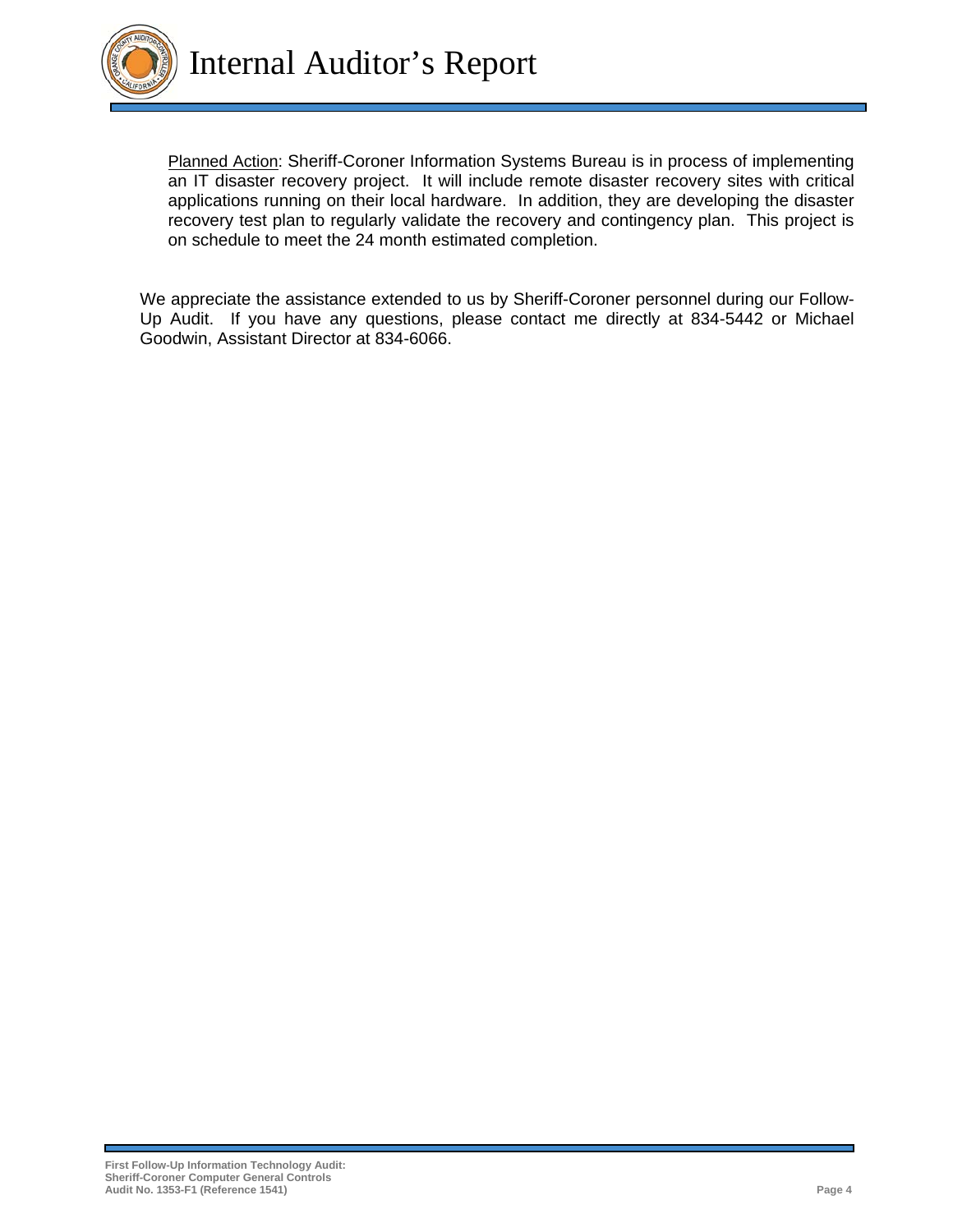Planned Action: Sheriff-Coroner Information Systems Bureau is in process of implementing an IT disaster recovery project. It will include remote disaster recovery sites with critical applications running on their local hardware. In addition, they are developing the disaster recovery test plan to regularly validate the recovery and contingency plan. This project is on schedule to meet the 24 month estimated completion.

We appreciate the assistance extended to us by Sheriff-Coroner personnel during our Follow-Up Audit. If you have any questions, please contact me directly at 834-5442 or Michael Goodwin, Assistant Director at 834-6066.